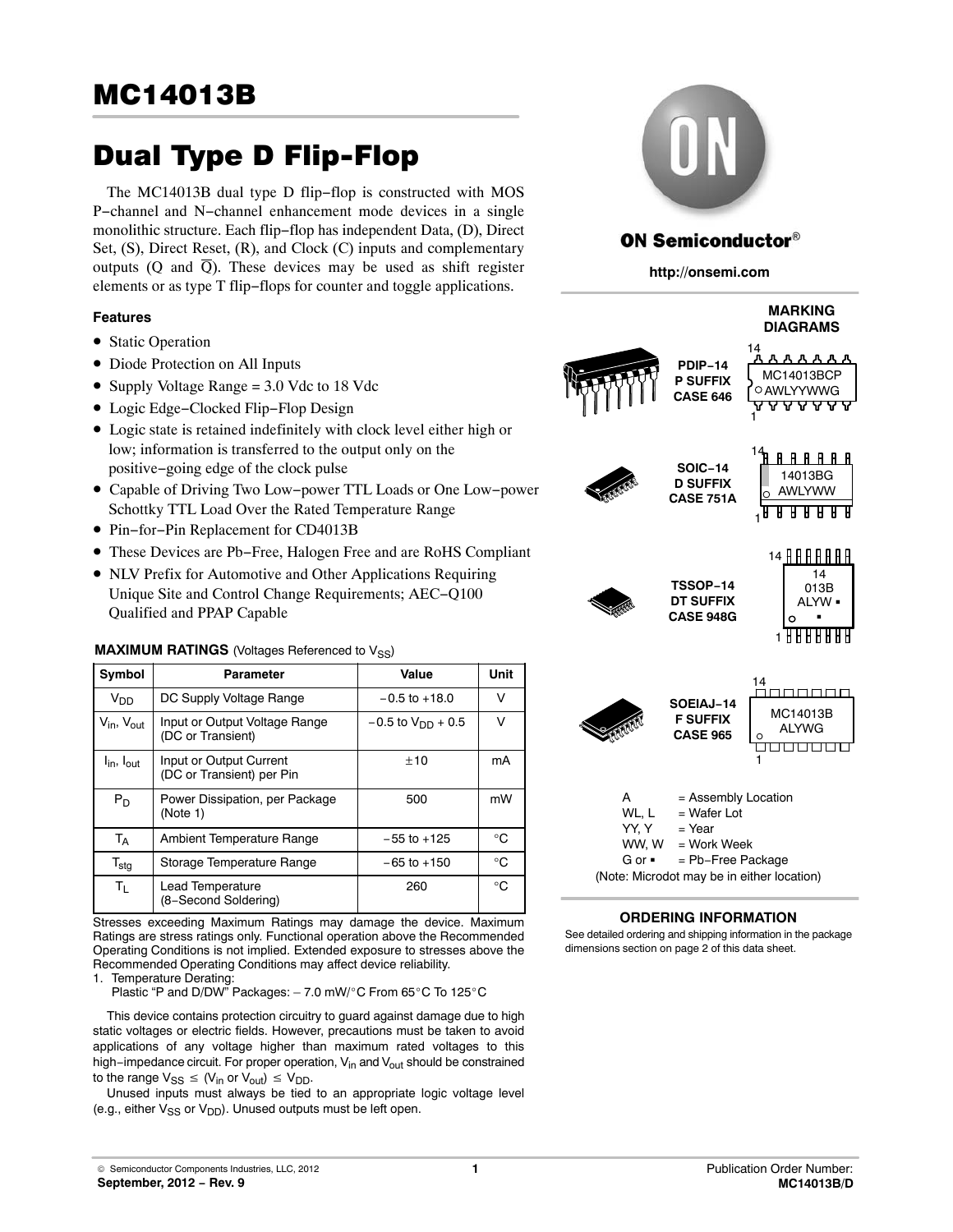# MC14013B

# Dual Type D Flip-Flop

The MC14013B dual type D flip−flop is constructed with MOS P−channel and N−channel enhancement mode devices in a single monolithic structure. Each flip−flop has independent Data, (D), Direct Set, (S), Direct Reset, (R), and Clock (C) inputs and complementary outputs (Q and $\overline{Q}$). These devices may be used as shift register elements or as type T flip−flops for counter and toggle applications.

### Features

- Static Operation
- Diode Protection on All Inputs
- Supply Voltage Range = 3.0 Vdc to 18 Vdc
- Logic Edge−Clocked Flip−Flop Design
- Logic state is retained indefinitely with clock level either high or low; information is transferred to the output only on the positive−going edge of the clock pulse
- Capable of Driving Two Low−power TTL Loads or One Low−power Schottky TTL Load Over the Rated Temperature Range
- Pin−for−Pin Replacement for CD4013B
- These Devices are Pb−Free, Halogen Free and are RoHS Compliant
- NLV Prefix for Automotive and Other Applications Requiring Unique Site and Control Change Requirements; AEC−Q100 Qualified and PPAP Capable

**MAXIMUM RATINGS** (Voltages Referenced to $V_{SS}$)

| Symbol | Parameter | Value | Unit |
|---|---|---|---|
| $V_{DD}$ | DC Supply Voltage Range | −0.5 to +18.0 | V |
| $V_{in}$, $V_{out}$ | Input or Output Voltage Range (DC or Transient) | −0.5 to $V_{DD}$ + 0.5 | V |
| $I_{in}$, $I_{out}$ | Input or Output Current (DC or Transient) per Pin | ±10 | mA |
| $P_D$ | Power Dissipation, per Package (Note 1) | 500 | mW |
| $T_A$ | Ambient Temperature Range | −55 to +125 | °C |
| $T_{stg}$ | Storage Temperature Range | −65 to +150 | °C |
| $T_L$ | Lead Temperature (8−Second Soldering) | 260 | °C |

Stresses exceeding Maximum Ratings may damage the device. Maximum Ratings are stress ratings only. Functional operation above the Recommended Operating Conditions is not implied. Extended exposure to stresses above the Recommended Operating Conditions may affect device reliability.

1. Temperature Derating:
   Plastic “P and D/DW” Packages: − 7.0 mW/°C From 65°C To 125°C

This device contains protection circuitry to guard against damage due to high static voltages or electric fields. However, precautions must be taken to avoid applications of any voltage higher than maximum rated voltages to this high−impedance circuit. For proper operation, $V_{in}$ and $V_{out}$ should be constrained to the range $V_{SS} \leq (V_{in} \text{ or } V_{out}) \leq V_{DD}$.

Unused inputs must always be tied to an appropriate logic voltage level (e.g., either $V_{SS}$ or $V_{DD}$). Unused outputs must be left open.

**ON Semiconductor®**

**http://onsemi.com**

**MARKING DIAGRAMS**

**PDIP−14 P SUFFIX CASE 646** — MC14013BCP AWLYYWWG

**SOIC−14 D SUFFIX CASE 751A** — 14013BG AWLYWW

**TSSOP−14 DT SUFFIX CASE 948G** — 14 013B ALYW ▪ ▪

**SOEIAJ−14 F SUFFIX CASE 965** — MC14013B ALYWG

| | |
|---|---|
| A | = Assembly Location |
| WL, L | = Wafer Lot |
| YY, Y | = Year |
| WW, W | = Work Week |
| G or ▪ | = Pb−Free Package |

(Note: Microdot may be in either location)

**ORDERING INFORMATION**

See detailed ordering and shipping information in the package dimensions section on page 2 of this data sheet.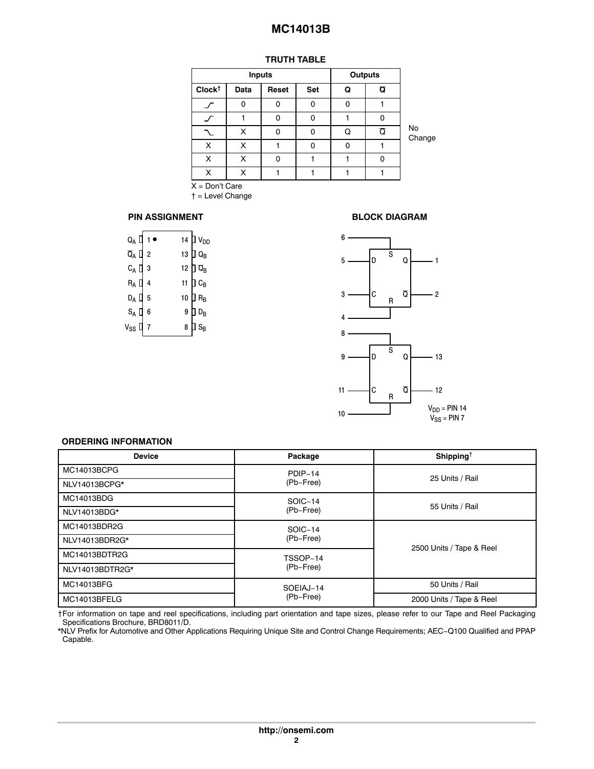## TRUTH TABLE

| Inputs | | | | Outputs | | |
|---|---|---|---|---|---|---|
| Clock† | Data | Reset | Set | Q | $\overline{Q}$ | |
| ⎍ (rising) | 0 | 0 | 0 | 0 | 1 | |
| ⎍ (rising) | 1 | 0 | 0 | 1 | 0 | |
| ⎍ (falling) | X | 0 | 0 | Q | $\overline{Q}$ | No Change |
| X | X | 1 | 0 | 0 | 1 | |
| X | X | 0 | 1 | 1 | 0 | |
| X | X | 1 | 1 | 1 | 1 | |

X = Don't Care

† = Level Change

## PIN ASSIGNMENT

| Pin | Name | Pin | Name |
|---|---|---|---|
| 1 | $Q_A$ | 14 | $V_{DD}$ |
| 2 | $\overline{Q}_A$ | 13 | $Q_B$ |
| 3 | $C_A$ | 12 | $\overline{Q}_B$ |
| 4 | $R_A$ | 11 | $C_B$ |
| 5 | $D_A$ | 10 | $R_B$ |
| 6 | $S_A$ | 9 | $D_B$ |
| 7 | $V_{SS}$ | 8 | $S_B$ |

## BLOCK DIAGRAM

Flip-flop A: S = 6, D = 5, C = 3, R = 4, Q = 1, $\overline{Q}$ = 2

Flip-flop B: S = 8, D = 9, C = 11, R = 10, Q = 13, $\overline{Q}$ = 12

$V_{DD}$ = PIN 14
$V_{SS}$ = PIN 7

## ORDERING INFORMATION

| Device | Package | Shipping† |
|---|---|---|
| MC14013BCPG | PDIP−14 (Pb−Free) | 25 Units / Rail |
| NLV14013BCPG* | PDIP−14 (Pb−Free) | 25 Units / Rail |
| MC14013BDG | SOIC−14 (Pb−Free) | 55 Units / Rail |
| NLV14013BDG* | SOIC−14 (Pb−Free) | 55 Units / Rail |
| MC14013BDR2G | SOIC−14 (Pb−Free) | 2500 Units / Tape & Reel |
| NLV14013BDR2G* | SOIC−14 (Pb−Free) | 2500 Units / Tape & Reel |
| MC14013BDTR2G | TSSOP−14 (Pb−Free) | 2500 Units / Tape & Reel |
| NLV14013BDTR2G* | TSSOP−14 (Pb−Free) | 2500 Units / Tape & Reel |
| MC14013BFG | SOEIAJ−14 (Pb−Free) | 50 Units / Rail |
| MC14013BFELG | SOEIAJ−14 (Pb−Free) | 2000 Units / Tape & Reel |

†For information on tape and reel specifications, including part orientation and tape sizes, please refer to our Tape and Reel Packaging Specifications Brochure, BRD8011/D.

*NLV Prefix for Automotive and Other Applications Requiring Unique Site and Control Change Requirements; AEC−Q100 Qualified and PPAP Capable.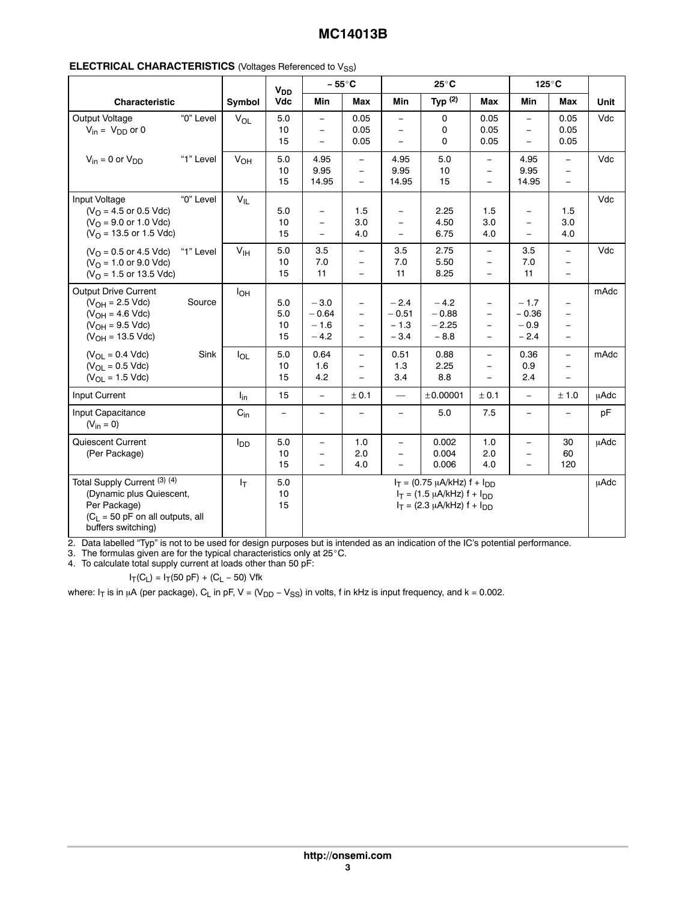**ELECTRICAL CHARACTERISTICS** (Voltages Referenced to $V_{SS}$)

| Characteristic | | Symbol | $V_{DD}$ Vdc | – 55°C | | 25°C | | | 125°C | | Unit |
|---|---|---|---|---|---|---|---|---|---|---|---|
| | | | | Min | Max | Min | Typ [2] | Max | Min | Max | |
| Output Voltage $V_{in}$ = $V_{DD}$ or 0 | "0" Level | $V_{OL}$ | 5.0<br>10<br>15 | –<br>–<br>– | 0.05<br>0.05<br>0.05 | –<br>–<br>– | 0<br>0<br>0 | 0.05<br>0.05<br>0.05 | –<br>–<br>– | 0.05<br>0.05<br>0.05 | Vdc |
| $V_{in}$ = 0 or $V_{DD}$ | "1" Level | $V_{OH}$ | 5.0<br>10<br>15 | 4.95<br>9.95<br>14.95 | –<br>–<br>– | 4.95<br>9.95<br>14.95 | 5.0<br>10<br>15 | –<br>–<br>– | 4.95<br>9.95<br>14.95 | –<br>–<br>– | Vdc |
| Input Voltage<br>($V_O$ = 4.5 or 0.5 Vdc)<br>($V_O$ = 9.0 or 1.0 Vdc)<br>($V_O$ = 13.5 or 1.5 Vdc) | "0" Level | $V_{IL}$ | 5.0<br>10<br>15 | –<br>–<br>– | 1.5<br>3.0<br>4.0 | –<br>–<br>– | 2.25<br>4.50<br>6.75 | 1.5<br>3.0<br>4.0 | –<br>–<br>– | 1.5<br>3.0<br>4.0 | Vdc |
| ($V_O$ = 0.5 or 4.5 Vdc)<br>($V_O$ = 1.0 or 9.0 Vdc)<br>($V_O$ = 1.5 or 13.5 Vdc) | "1" Level | $V_{IH}$ | 5.0<br>10<br>15 | 3.5<br>7.0<br>11 | –<br>–<br>– | 3.5<br>7.0<br>11 | 2.75<br>5.50<br>8.25 | –<br>–<br>– | 3.5<br>7.0<br>11 | –<br>–<br>– | Vdc |
| Output Drive Current<br>($V_{OH}$ = 2.5 Vdc)<br>($V_{OH}$ = 4.6 Vdc)<br>($V_{OH}$ = 9.5 Vdc)<br>($V_{OH}$ = 13.5 Vdc) | Source | $I_{OH}$ | 5.0<br>5.0<br>10<br>15 | – 3.0<br>– 0.64<br>– 1.6<br>– 4.2 | –<br>–<br>–<br>– | – 2.4<br>– 0.51<br>– 1.3<br>– 3.4 | – 4.2<br>– 0.88<br>– 2.25<br>– 8.8 | –<br>–<br>–<br>– | – 1.7<br>– 0.36<br>– 0.9<br>– 2.4 | –<br>–<br>–<br>– | mAdc |
| ($V_{OL}$ = 0.4 Vdc)<br>($V_{OL}$ = 0.5 Vdc)<br>($V_{OL}$ = 1.5 Vdc) | Sink | $I_{OL}$ | 5.0<br>10<br>15 | 0.64<br>1.6<br>4.2 | –<br>–<br>– | 0.51<br>1.3<br>3.4 | 0.88<br>2.25<br>8.8 | –<br>–<br>– | 0.36<br>0.9<br>2.4 | –<br>–<br>– | mAdc |
| Input Current | | $I_{in}$ | 15 | – | ± 0.1 | — | ±0.00001 | ± 0.1 | – | ± 1.0 | μAdc |
| Input Capacitance ($V_{in}$ = 0) | | $C_{in}$ | – | – | – | – | 5.0 | 7.5 | – | – | pF |
| Quiescent Current (Per Package) | | $I_{DD}$ | 5.0<br>10<br>15 | –<br>–<br>– | 1.0<br>2.0<br>4.0 | –<br>–<br>– | 0.002<br>0.004<br>0.006 | 1.0<br>2.0<br>4.0 | –<br>–<br>– | 30<br>60<br>120 | μAdc |
| Total Supply Current [3] [4] (Dynamic plus Quiescent, Per Package) ($C_L$ = 50 pF on all outputs, all buffers switching) | | $I_T$ | 5.0<br>10<br>15 | $I_T$ = (0.75 μA/kHz) f + $I_{DD}$<br>$I_T$ = (1.5 μA/kHz) f + $I_{DD}$<br>$I_T$ = (2.3 μA/kHz) f + $I_{DD}$ | | | | | | | μAdc |

2. Data labelled "Typ" is not to be used for design purposes but is intended as an indication of the IC's potential performance.
3. The formulas given are for the typical characteristics only at 25°C.
4. To calculate total supply current at loads other than 50 pF:

$$I_T(C_L) = I_T(50\ pF) + (C_L - 50)\ Vfk$$

where: $I_T$ is in μA (per package), $C_L$ in pF, V = ($V_{DD}$ – $V_{SS}$) in volts, f in kHz is input frequency, and k = 0.002.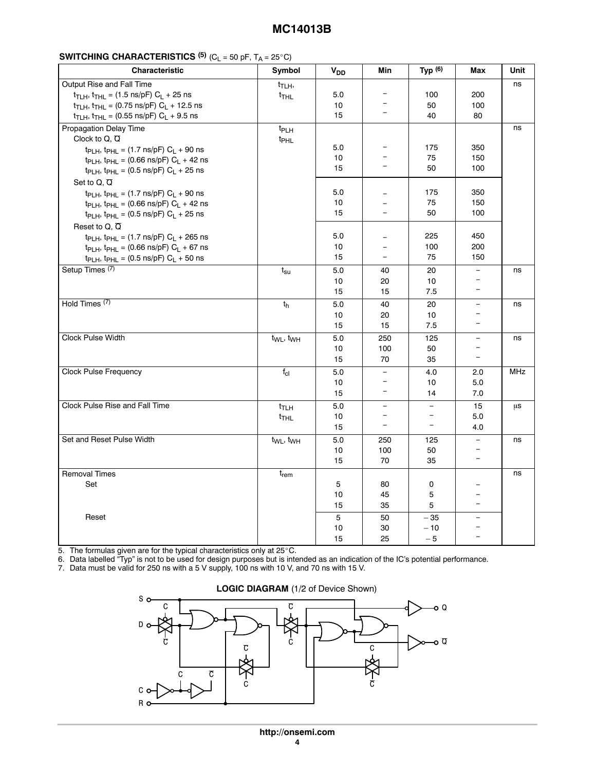**SWITCHING CHARACTERISTICS** (5) ($C_L$ = 50 pF, $T_A$ = 25°C)

| Characteristic | Symbol | $V_{DD}$ | Min | Typ (6) | Max | Unit |
|---|---|---|---|---|---|---|
| Output Rise and Fall Time | $t_{TLH}$, $t_{THL}$ | | | | | ns |
| $t_{TLH}$, $t_{THL}$ = (1.5 ns/pF) $C_L$ + 25 ns | | 5.0 | – | 100 | 200 | |
| $t_{TLH}$, $t_{THL}$ = (0.75 ns/pF) $C_L$ + 12.5 ns | | 10 | – | 50 | 100 | |
| $t_{TLH}$, $t_{THL}$ = (0.55 ns/pF) $C_L$ + 9.5 ns | | 15 | – | 40 | 80 | |
| Propagation Delay Time | $t_{PLH}$, $t_{PHL}$ | | | | | ns |
| Clock to Q, $\overline{Q}$ | | | | | | |
| $t_{PLH}$, $t_{PHL}$ = (1.7 ns/pF) $C_L$ + 90 ns | | 5.0 | – | 175 | 350 | |
| $t_{PLH}$, $t_{PHL}$ = (0.66 ns/pF) $C_L$ + 42 ns | | 10 | – | 75 | 150 | |
| $t_{PLH}$, $t_{PHL}$ = (0.5 ns/pF) $C_L$ + 25 ns | | 15 | – | 50 | 100 | |
| Set to Q, $\overline{Q}$ | | | | | | |
| $t_{PLH}$, $t_{PHL}$ = (1.7 ns/pF) $C_L$ + 90 ns | | 5.0 | – | 175 | 350 | |
| $t_{PLH}$, $t_{PHL}$ = (0.66 ns/pF) $C_L$ + 42 ns | | 10 | – | 75 | 150 | |
| $t_{PLH}$, $t_{PHL}$ = (0.5 ns/pF) $C_L$ + 25 ns | | 15 | – | 50 | 100 | |
| Reset to Q, $\overline{Q}$ | | | | | | |
| $t_{PLH}$, $t_{PHL}$ = (1.7 ns/pF) $C_L$ + 265 ns | | 5.0 | – | 225 | 450 | |
| $t_{PLH}$, $t_{PHL}$ = (0.66 ns/pF) $C_L$ + 67 ns | | 10 | – | 100 | 200 | |
| $t_{PLH}$, $t_{PHL}$ = (0.5 ns/pF) $C_L$ + 50 ns | | 15 | – | 75 | 150 | |
| Setup Times (7) | $t_{su}$ | 5.0 | 40 | 20 | – | ns |
| | | 10 | 20 | 10 | – | |
| | | 15 | 15 | 7.5 | – | |
| Hold Times (7) | $t_h$ | 5.0 | 40 | 20 | – | ns |
| | | 10 | 20 | 10 | – | |
| | | 15 | 15 | 7.5 | – | |
| Clock Pulse Width | $t_{WL}$, $t_{WH}$ | 5.0 | 250 | 125 | – | ns |
| | | 10 | 100 | 50 | – | |
| | | 15 | 70 | 35 | – | |
| Clock Pulse Frequency | $f_{cl}$ | 5.0 | – | 4.0 | 2.0 | MHz |
| | | 10 | – | 10 | 5.0 | |
| | | 15 | – | 14 | 7.0 | |
| Clock Pulse Rise and Fall Time | $t_{TLH}$, $t_{THL}$ | 5.0 | – | – | 15 | μs |
| | | 10 | – | – | 5.0 | |
| | | 15 | – | – | 4.0 | |
| Set and Reset Pulse Width | $t_{WL}$, $t_{WH}$ | 5.0 | 250 | 125 | – | ns |
| | | 10 | 100 | 50 | – | |
| | | 15 | 70 | 35 | – | |
| Removal Times | $t_{rem}$ | | | | | ns |
| Set | | 5 | 80 | 0 | – | |
| | | 10 | 45 | 5 | – | |
| | | 15 | 35 | 5 | – | |
| Reset | | 5 | 50 | – 35 | – | |
| | | 10 | 30 | – 10 | – | |
| | | 15 | 25 | – 5 | – | |

5. The formulas given are for the typical characteristics only at 25°C.
6. Data labelled "Typ" is not to be used for design purposes but is intended as an indication of the IC's potential performance.
7. Data must be valid for 250 ns with a 5 V supply, 100 ns with 10 V, and 70 ns with 15 V.

**LOGIC DIAGRAM** (1/2 of Device Shown)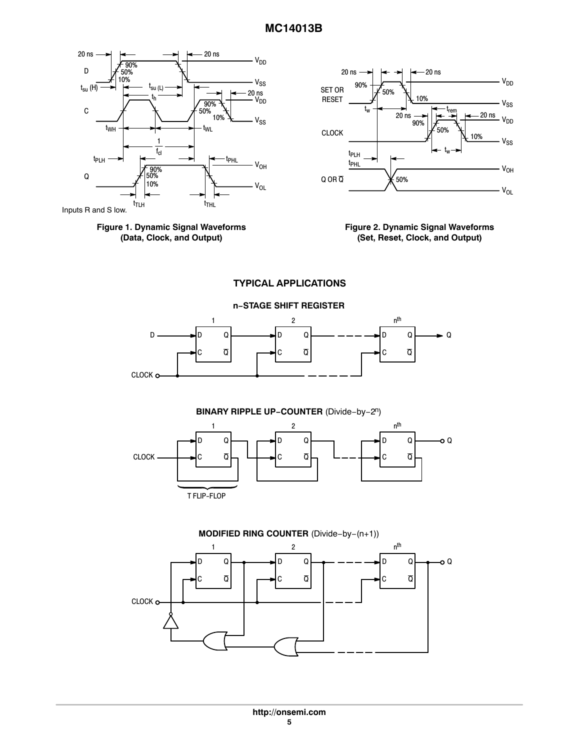Inputs R and S low.

**Figure 1. Dynamic Signal Waveforms (Data, Clock, and Output)**

**Figure 2. Dynamic Signal Waveforms (Set, Reset, Clock, and Output)**

## TYPICAL APPLICATIONS

**n−STAGE SHIFT REGISTER**

**BINARY RIPPLE UP−COUNTER** (Divide−by−$2^n$)

T FLIP−FLOP

**MODIFIED RING COUNTER** (Divide−by−(n+1))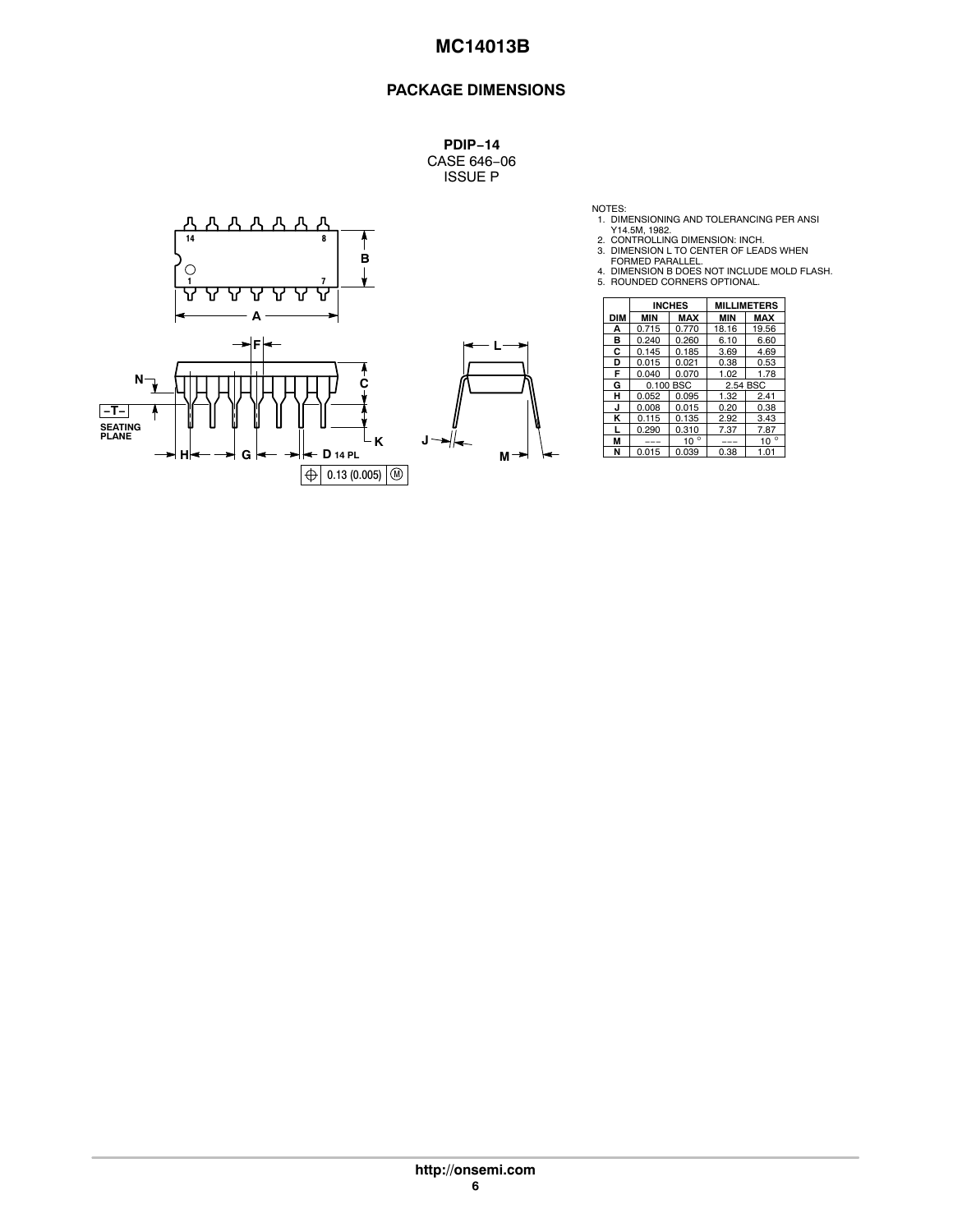## PACKAGE DIMENSIONS

**PDIP−14**
CASE 646−06
ISSUE P

NOTES:
1. DIMENSIONING AND TOLERANCING PER ANSI Y14.5M, 1982.
2. CONTROLLING DIMENSION: INCH.
3. DIMENSION L TO CENTER OF LEADS WHEN FORMED PARALLEL.
4. DIMENSION B DOES NOT INCLUDE MOLD FLASH.
5. ROUNDED CORNERS OPTIONAL.

| | INCHES | | MILLIMETERS | |
|---|---|---|---|---|
| DIM | MIN | MAX | MIN | MAX |
| A | 0.715 | 0.770 | 18.16 | 19.56 |
| B | 0.240 | 0.260 | 6.10 | 6.60 |
| C | 0.145 | 0.185 | 3.69 | 4.69 |
| D | 0.015 | 0.021 | 0.38 | 0.53 |
| F | 0.040 | 0.070 | 1.02 | 1.78 |
| G | 0.100 BSC | | 2.54 BSC | |
| H | 0.052 | 0.095 | 1.32 | 2.41 |
| J | 0.008 | 0.015 | 0.20 | 0.38 |
| K | 0.115 | 0.135 | 2.92 | 3.43 |
| L | 0.290 | 0.310 | 7.37 | 7.87 |
| M | --- | 10° | --- | 10° |
| N | 0.015 | 0.039 | 0.38 | 1.01 |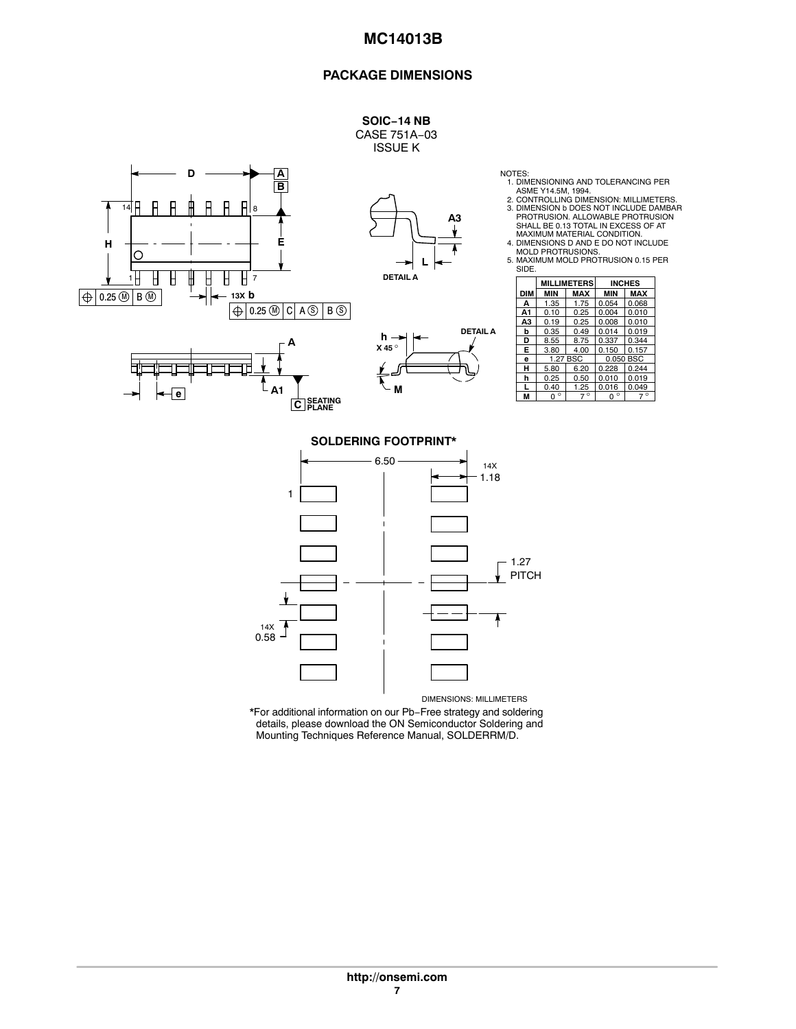## PACKAGE DIMENSIONS

**SOIC−14 NB**
CASE 751A−03
ISSUE K

NOTES:
1. DIMENSIONING AND TOLERANCING PER ASME Y14.5M, 1994.
2. CONTROLLING DIMENSION: MILLIMETERS.
3. DIMENSION b DOES NOT INCLUDE DAMBAR PROTRUSION. ALLOWABLE PROTRUSION SHALL BE 0.13 TOTAL IN EXCESS OF AT MAXIMUM MATERIAL CONDITION.
4. DIMENSIONS D AND E DO NOT INCLUDE MOLD PROTRUSIONS.
5. MAXIMUM MOLD PROTRUSION 0.15 PER SIDE.

| DIM | MILLIMETERS MIN | MILLIMETERS MAX | INCHES MIN | INCHES MAX |
|---|---|---|---|---|
| A | 1.35 | 1.75 | 0.054 | 0.068 |
| A1 | 0.10 | 0.25 | 0.004 | 0.010 |
| A3 | 0.19 | 0.25 | 0.008 | 0.010 |
| b | 0.35 | 0.49 | 0.014 | 0.019 |
| D | 8.55 | 8.75 | 0.337 | 0.344 |
| E | 3.80 | 4.00 | 0.150 | 0.157 |
| e | 1.27 BSC | | 0.050 BSC | |
| H | 5.80 | 6.20 | 0.228 | 0.244 |
| h | 0.25 | 0.50 | 0.010 | 0.019 |
| L | 0.40 | 1.25 | 0.016 | 0.049 |
| M | 0° | 7° | 0° | 7° |

**SOLDERING FOOTPRINT***

DIMENSIONS: MILLIMETERS

*For additional information on our Pb−Free strategy and soldering details, please download the ON Semiconductor Soldering and Mounting Techniques Reference Manual, SOLDERRM/D.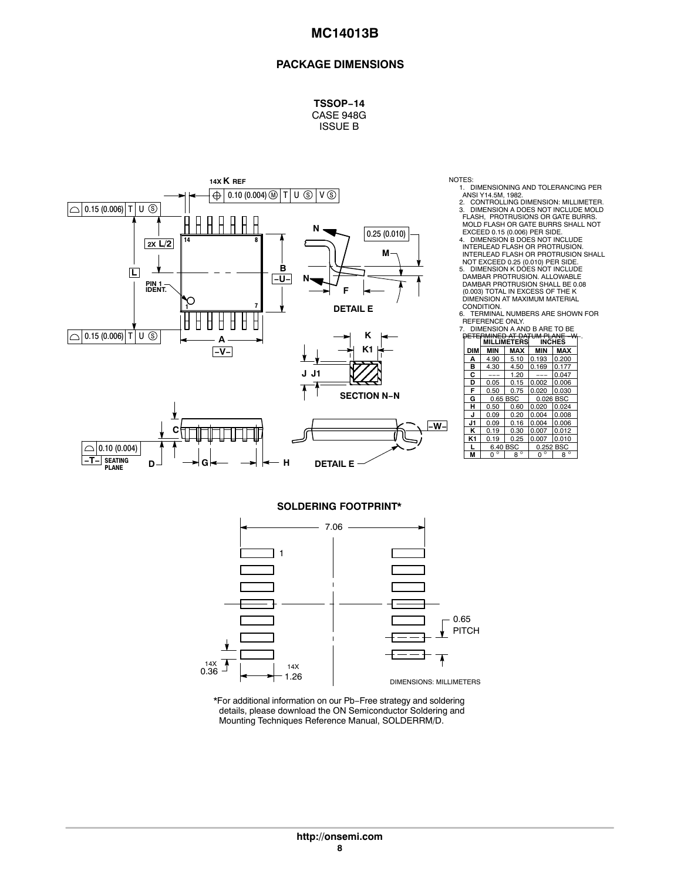## PACKAGE DIMENSIONS

**TSSOP−14**
CASE 948G
ISSUE B

NOTES:
1. DIMENSIONING AND TOLERANCING PER ANSI Y14.5M, 1982.
2. CONTROLLING DIMENSION: MILLIMETER.
3. DIMENSION A DOES NOT INCLUDE MOLD FLASH, PROTRUSIONS OR GATE BURRS. MOLD FLASH OR GATE BURRS SHALL NOT EXCEED 0.15 (0.006) PER SIDE.
4. DIMENSION B DOES NOT INCLUDE INTERLEAD FLASH OR PROTRUSION. INTERLEAD FLASH OR PROTRUSION SHALL NOT EXCEED 0.25 (0.010) PER SIDE.
5. DIMENSION K DOES NOT INCLUDE DAMBAR PROTRUSION. ALLOWABLE DAMBAR PROTRUSION SHALL BE 0.08 (0.003) TOTAL IN EXCESS OF THE K DIMENSION AT MAXIMUM MATERIAL CONDITION.
6. TERMINAL NUMBERS ARE SHOWN FOR REFERENCE ONLY.
7. DIMENSION A AND B ARE TO BE DETERMINED AT DATUM PLANE −W−.

| DIM | MILLIMETERS MIN | MILLIMETERS MAX | INCHES MIN | INCHES MAX |
|---|---|---|---|---|
| A | 4.90 | 5.10 | 0.193 | 0.200 |
| B | 4.30 | 4.50 | 0.169 | 0.177 |
| C | --- | 1.20 | --- | 0.047 |
| D | 0.05 | 0.15 | 0.002 | 0.006 |
| F | 0.50 | 0.75 | 0.020 | 0.030 |
| G | 0.65 BSC | | 0.026 BSC | |
| H | 0.50 | 0.60 | 0.020 | 0.024 |
| J | 0.09 | 0.20 | 0.004 | 0.008 |
| J1 | 0.09 | 0.16 | 0.004 | 0.006 |
| K | 0.19 | 0.30 | 0.007 | 0.012 |
| K1 | 0.19 | 0.25 | 0.007 | 0.010 |
| L | 6.40 BSC | | 0.252 BSC | |
| M | 0° | 8° | 0° | 8° |

### SOLDERING FOOTPRINT*

7.06

0.65 PITCH

14X 0.36

14X 1.26

DIMENSIONS: MILLIMETERS

*For additional information on our Pb−Free strategy and soldering details, please download the ON Semiconductor Soldering and Mounting Techniques Reference Manual, SOLDERRM/D.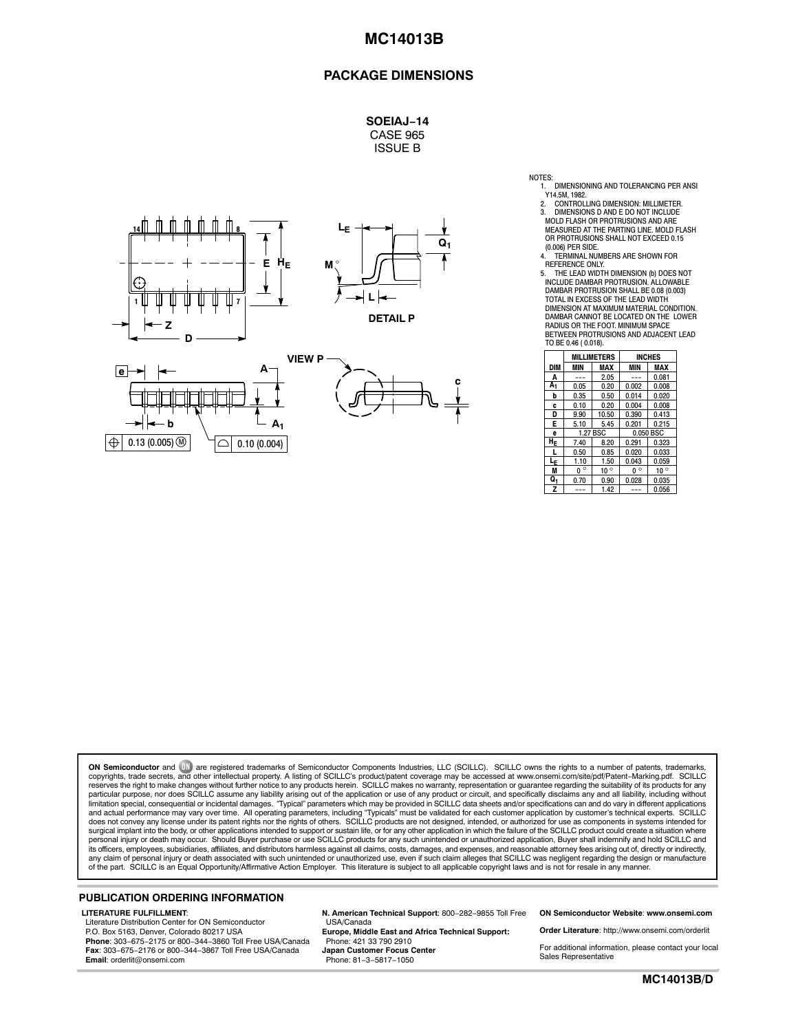## PACKAGE DIMENSIONS

**SOEIAJ−14**
CASE 965
ISSUE B

14
8
1
7
E
$H_E$
Z
D
$L_E$
$Q_1$
M °
L
DETAIL P
e
A
b
$A_1$
0.13 (0.005) Ⓜ
0.10 (0.004)
VIEW P
c

NOTES:
1. DIMENSIONING AND TOLERANCING PER ANSI Y14.5M, 1982.
2. CONTROLLING DIMENSION: MILLIMETER.
3. DIMENSIONS D AND E DO NOT INCLUDE MOLD FLASH OR PROTRUSIONS AND ARE MEASURED AT THE PARTING LINE. MOLD FLASH OR PROTRUSIONS SHALL NOT EXCEED 0.15 (0.006) PER SIDE.
4. TERMINAL NUMBERS ARE SHOWN FOR REFERENCE ONLY.
5. THE LEAD WIDTH DIMENSION (b) DOES NOT INCLUDE DAMBAR PROTRUSION. ALLOWABLE DAMBAR PROTRUSION SHALL BE 0.08 (0.003) TOTAL IN EXCESS OF THE LEAD WIDTH DIMENSION AT MAXIMUM MATERIAL CONDITION. DAMBAR CANNOT BE LOCATED ON THE LOWER RADIUS OR THE FOOT. MINIMUM SPACE BETWEEN PROTRUSIONS AND ADJACENT LEAD TO BE 0.46 ( 0.018).

| | MILLIMETERS | | INCHES | |
|---|---|---|---|---|
| DIM | MIN | MAX | MIN | MAX |
| A | --- | 2.05 | --- | 0.081 |
| $A_1$ | 0.05 | 0.20 | 0.002 | 0.008 |
| b | 0.35 | 0.50 | 0.014 | 0.020 |
| c | 0.10 | 0.20 | 0.004 | 0.008 |
| D | 9.90 | 10.50 | 0.390 | 0.413 |
| E | 5.10 | 5.45 | 0.201 | 0.215 |
| e | 1.27 BSC | | 0.050 BSC | |
| $H_E$ | 7.40 | 8.20 | 0.291 | 0.323 |
| L | 0.50 | 0.85 | 0.020 | 0.033 |
| $L_E$ | 1.10 | 1.50 | 0.043 | 0.059 |
| M | 0 ° | 10 ° | 0 ° | 10 ° |
| $Q_1$ | 0.70 | 0.90 | 0.028 | 0.035 |
| Z | --- | 1.42 | --- | 0.056 |

**ON Semiconductor** and ON are registered trademarks of Semiconductor Components Industries, LLC (SCILLC). SCILLC owns the rights to a number of patents, trademarks, copyrights, trade secrets, and other intellectual property. A listing of SCILLC's product/patent coverage may be accessed at www.onsemi.com/site/pdf/Patent−Marking.pdf. SCILLC reserves the right to make changes without further notice to any products herein. SCILLC makes no warranty, representation or guarantee regarding the suitability of its products for any particular purpose, nor does SCILLC assume any liability arising out of the application or use of any product or circuit, and specifically disclaims any and all liability, including without limitation special, consequential or incidental damages. "Typical" parameters which may be provided in SCILLC data sheets and/or specifications can and do vary in different applications and actual performance may vary over time. All operating parameters, including "Typicals" must be validated for each customer application by customer's technical experts. SCILLC does not convey any license under its patent rights nor the rights of others. SCILLC products are not designed, intended, or authorized for use as components in systems intended for surgical implant into the body, or other applications intended to support or sustain life, or for any other application in which the failure of the SCILLC product could create a situation where personal injury or death may occur. Should Buyer purchase or use SCILLC products for any such unintended or unauthorized application, Buyer shall indemnify and hold SCILLC and its officers, employees, subsidiaries, affiliates, and distributors harmless against all claims, costs, damages, and expenses, and reasonable attorney fees arising out of, directly or indirectly, any claim of personal injury or death associated with such unintended or unauthorized use, even if such claim alleges that SCILLC was negligent regarding the design or manufacture of the part. SCILLC is an Equal Opportunity/Affirmative Action Employer. This literature is subject to all applicable copyright laws and is not for resale in any manner.

### PUBLICATION ORDERING INFORMATION

**LITERATURE FULFILLMENT**:
Literature Distribution Center for ON Semiconductor
P.O. Box 5163, Denver, Colorado 80217 USA
**Phone**: 303−675−2175 or 800−344−3860 Toll Free USA/Canada
**Fax**: 303−675−2176 or 800−344−3867 Toll Free USA/Canada
**Email**: orderlit@onsemi.com

**N. American Technical Support**: 800−282−9855 Toll Free USA/Canada
**Europe, Middle East and Africa Technical Support:**
Phone: 421 33 790 2910
**Japan Customer Focus Center**
Phone: 81−3−5817−1050

**ON Semiconductor Website**: **www.onsemi.com**

**Order Literature**: http://www.onsemi.com/orderlit

For additional information, please contact your local Sales Representative

**MC14013B/D**